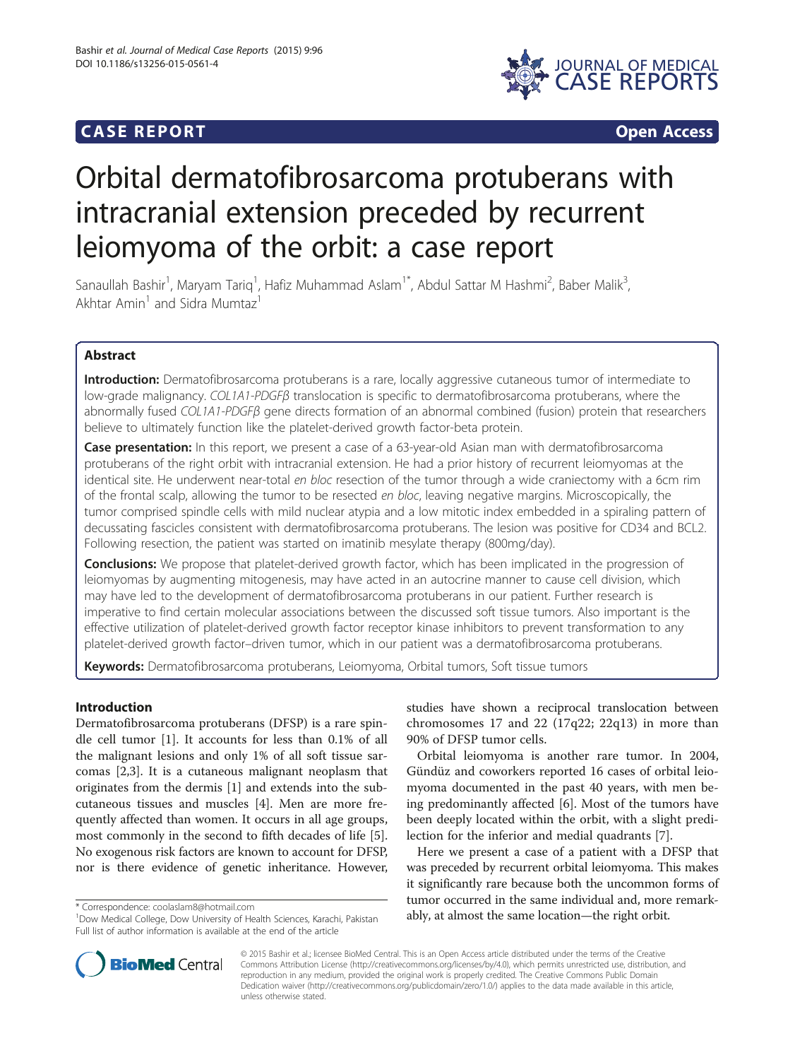**CASE REPORT** **Open Access**

# Orbital dermatofibrosarcoma protuberans with intracranial extension preceded by recurrent leiomyoma of the orbit: a case report

Sanaullah Bashir[1], Maryam Tariq[1], Hafiz Muhammad Aslam[1*], Abdul Sattar M Hashmi[2], Baber Malik[3], Akhtar Amin[1] and Sidra Mumtaz[1]

## Abstract

**Introduction:** Dermatofibrosarcoma protuberans is a rare, locally aggressive cutaneous tumor of intermediate to low-grade malignancy. *COL1A1-PDGFβ* translocation is specific to dermatofibrosarcoma protuberans, where the abnormally fused *COL1A1-PDGFβ* gene directs formation of an abnormal combined (fusion) protein that researchers believe to ultimately function like the platelet-derived growth factor-beta protein.

**Case presentation:** In this report, we present a case of a 63-year-old Asian man with dermatofibrosarcoma protuberans of the right orbit with intracranial extension. He had a prior history of recurrent leiomyomas at the identical site. He underwent near-total *en bloc* resection of the tumor through a wide craniectomy with a 6cm rim of the frontal scalp, allowing the tumor to be resected *en bloc*, leaving negative margins. Microscopically, the tumor comprised spindle cells with mild nuclear atypia and a low mitotic index embedded in a spiraling pattern of decussating fascicles consistent with dermatofibrosarcoma protuberans. The lesion was positive for CD34 and BCL2. Following resection, the patient was started on imatinib mesylate therapy (800mg/day).

**Conclusions:** We propose that platelet-derived growth factor, which has been implicated in the progression of leiomyomas by augmenting mitogenesis, may have acted in an autocrine manner to cause cell division, which may have led to the development of dermatofibrosarcoma protuberans in our patient. Further research is imperative to find certain molecular associations between the discussed soft tissue tumors. Also important is the effective utilization of platelet-derived growth factor receptor kinase inhibitors to prevent transformation to any platelet-derived growth factor–driven tumor, which in our patient was a dermatofibrosarcoma protuberans.

**Keywords:** Dermatofibrosarcoma protuberans, Leiomyoma, Orbital tumors, Soft tissue tumors

## Introduction

Dermatofibrosarcoma protuberans (DFSP) is a rare spindle cell tumor [1]. It accounts for less than 0.1% of all the malignant lesions and only 1% of all soft tissue sarcomas [2,3]. It is a cutaneous malignant neoplasm that originates from the dermis [1] and extends into the subcutaneous tissues and muscles [4]. Men are more frequently affected than women. It occurs in all age groups, most commonly in the second to fifth decades of life [5]. No exogenous risk factors are known to account for DFSP, nor is there evidence of genetic inheritance. However, studies have shown a reciprocal translocation between chromosomes 17 and 22 (17q22; 22q13) in more than 90% of DFSP tumor cells.

Orbital leiomyoma is another rare tumor. In 2004, Gündüz and coworkers reported 16 cases of orbital leiomyoma documented in the past 40 years, with men being predominantly affected [6]. Most of the tumors have been deeply located within the orbit, with a slight predilection for the inferior and medial quadrants [7].

Here we present a case of a patient with a DFSP that was preceded by recurrent orbital leiomyoma. This makes it significantly rare because both the uncommon forms of tumor occurred in the same individual and, more remarkably, at almost the same location—the right orbit.

\* Correspondence: coolaslam8@hotmail.com
[1]Dow Medical College, Dow University of Health Sciences, Karachi, Pakistan
Full list of author information is available at the end of the article

© 2015 Bashir et al.; licensee BioMed Central. This is an Open Access article distributed under the terms of the Creative Commons Attribution License (http://creativecommons.org/licenses/by/4.0), which permits unrestricted use, distribution, and reproduction in any medium, provided the original work is properly credited. The Creative Commons Public Domain Dedication waiver (http://creativecommons.org/publicdomain/zero/1.0/) applies to the data made available in this article, unless otherwise stated.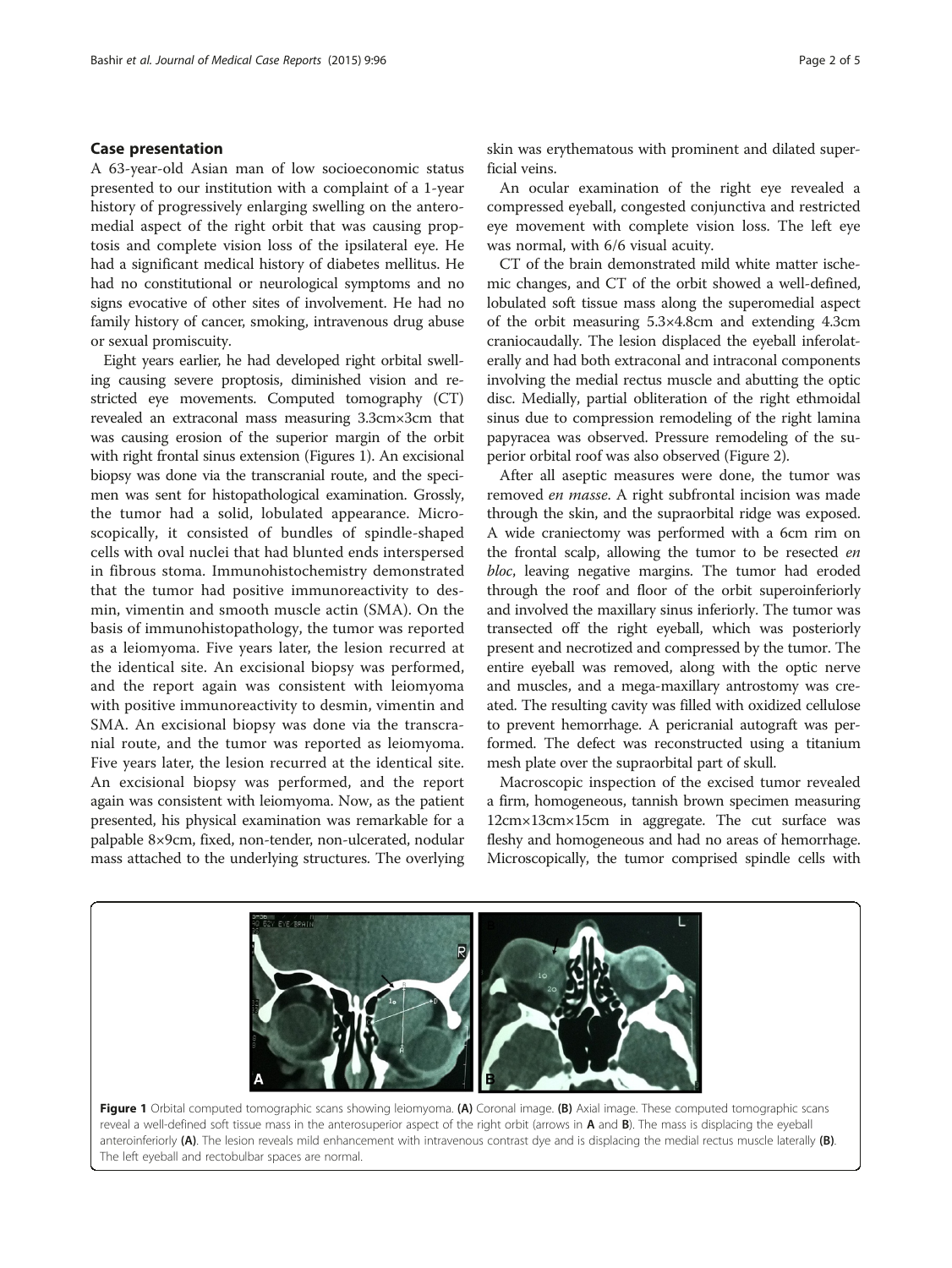## Case presentation

A 63-year-old Asian man of low socioeconomic status presented to our institution with a complaint of a 1-year history of progressively enlarging swelling on the anteromedial aspect of the right orbit that was causing proptosis and complete vision loss of the ipsilateral eye. He had a significant medical history of diabetes mellitus. He had no constitutional or neurological symptoms and no signs evocative of other sites of involvement. He had no family history of cancer, smoking, intravenous drug abuse or sexual promiscuity.

Eight years earlier, he had developed right orbital swelling causing severe proptosis, diminished vision and restricted eye movements. Computed tomography (CT) revealed an extraconal mass measuring 3.3cm×3cm that was causing erosion of the superior margin of the orbit with right frontal sinus extension (Figures 1). An excisional biopsy was done via the transcranial route, and the specimen was sent for histopathological examination. Grossly, the tumor had a solid, lobulated appearance. Microscopically, it consisted of bundles of spindle-shaped cells with oval nuclei that had blunted ends interspersed in fibrous stoma. Immunohistochemistry demonstrated that the tumor had positive immunoreactivity to desmin, vimentin and smooth muscle actin (SMA). On the basis of immunohistopathology, the tumor was reported as a leiomyoma. Five years later, the lesion recurred at the identical site. An excisional biopsy was performed, and the report again was consistent with leiomyoma with positive immunoreactivity to desmin, vimentin and SMA. An excisional biopsy was done via the transcranial route, and the tumor was reported as leiomyoma. Five years later, the lesion recurred at the identical site. An excisional biopsy was performed, and the report again was consistent with leiomyoma. Now, as the patient presented, his physical examination was remarkable for a palpable 8×9cm, fixed, non-tender, non-ulcerated, nodular mass attached to the underlying structures. The overlying skin was erythematous with prominent and dilated superficial veins.

An ocular examination of the right eye revealed a compressed eyeball, congested conjunctiva and restricted eye movement with complete vision loss. The left eye was normal, with 6/6 visual acuity.

CT of the brain demonstrated mild white matter ischemic changes, and CT of the orbit showed a well-defined, lobulated soft tissue mass along the superomedial aspect of the orbit measuring 5.3×4.8cm and extending 4.3cm craniocaudally. The lesion displaced the eyeball inferolaterally and had both extraconal and intraconal components involving the medial rectus muscle and abutting the optic disc. Medially, partial obliteration of the right ethmoidal sinus due to compression remodeling of the right lamina papyracea was observed. Pressure remodeling of the superior orbital roof was also observed (Figure 2).

After all aseptic measures were done, the tumor was removed *en masse*. A right subfrontal incision was made through the skin, and the supraorbital ridge was exposed. A wide craniectomy was performed with a 6cm rim on the frontal scalp, allowing the tumor to be resected *en bloc*, leaving negative margins. The tumor had eroded through the roof and floor of the orbit superoinferiorly and involved the maxillary sinus inferiorly. The tumor was transected off the right eyeball, which was posteriorly present and necrotized and compressed by the tumor. The entire eyeball was removed, along with the optic nerve and muscles, and a mega-maxillary antrostomy was created. The resulting cavity was filled with oxidized cellulose to prevent hemorrhage. A pericranial autograft was performed. The defect was reconstructed using a titanium mesh plate over the supraorbital part of skull.

Macroscopic inspection of the excised tumor revealed a firm, homogeneous, tannish brown specimen measuring 12cm×13cm×15cm in aggregate. The cut surface was fleshy and homogeneous and had no areas of hemorrhage. Microscopically, the tumor comprised spindle cells with

**Figure 1** Orbital computed tomographic scans showing leiomyoma. **(A)** Coronal image. **(B)** Axial image. These computed tomographic scans reveal a well-defined soft tissue mass in the anterosuperior aspect of the right orbit (arrows in **A** and **B**). The mass is displacing the eyeball anteroinferiorly **(A)**. The lesion reveals mild enhancement with intravenous contrast dye and is displacing the medial rectus muscle laterally **(B)**. The left eyeball and rectobulbar spaces are normal.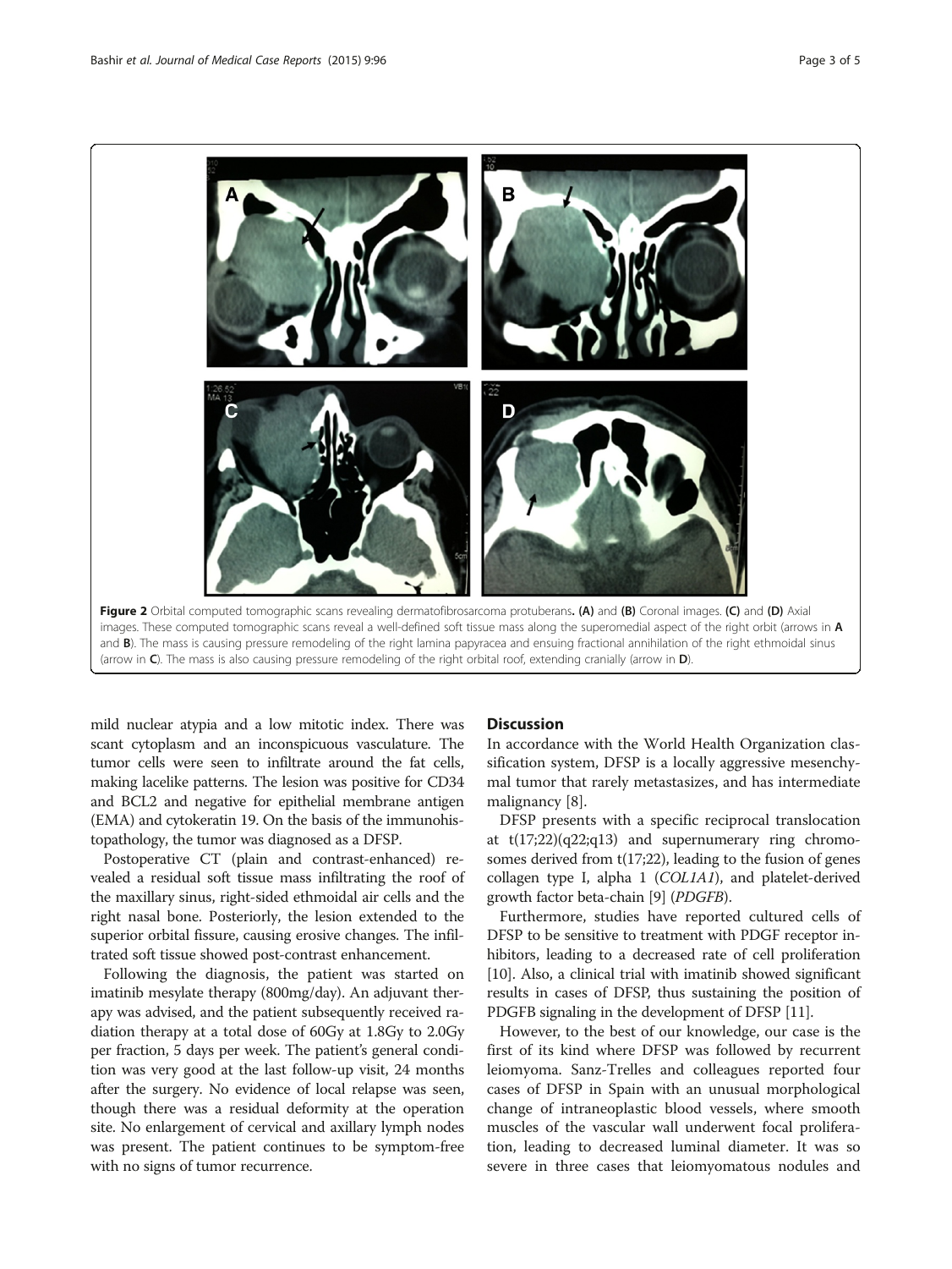**Figure 2** Orbital computed tomographic scans revealing dermatofibrosarcoma protuberans. **(A)** and **(B)** Coronal images. **(C)** and **(D)** Axial images. These computed tomographic scans reveal a well-defined soft tissue mass along the superomedial aspect of the right orbit (arrows in **A** and **B**). The mass is causing pressure remodeling of the right lamina papyracea and ensuing fractional annihilation of the right ethmoidal sinus (arrow in **C**). The mass is also causing pressure remodeling of the right orbital roof, extending cranially (arrow in **D**).

mild nuclear atypia and a low mitotic index. There was scant cytoplasm and an inconspicuous vasculature. The tumor cells were seen to infiltrate around the fat cells, making lacelike patterns. The lesion was positive for CD34 and BCL2 and negative for epithelial membrane antigen (EMA) and cytokeratin 19. On the basis of the immunohistopathology, the tumor was diagnosed as a DFSP.

Postoperative CT (plain and contrast-enhanced) revealed a residual soft tissue mass infiltrating the roof of the maxillary sinus, right-sided ethmoidal air cells and the right nasal bone. Posteriorly, the lesion extended to the superior orbital fissure, causing erosive changes. The infiltrated soft tissue showed post-contrast enhancement.

Following the diagnosis, the patient was started on imatinib mesylate therapy (800mg/day). An adjuvant therapy was advised, and the patient subsequently received radiation therapy at a total dose of 60Gy at 1.8Gy to 2.0Gy per fraction, 5 days per week. The patient's general condition was very good at the last follow-up visit, 24 months after the surgery. No evidence of local relapse was seen, though there was a residual deformity at the operation site. No enlargement of cervical and axillary lymph nodes was present. The patient continues to be symptom-free with no signs of tumor recurrence.

## Discussion

In accordance with the World Health Organization classification system, DFSP is a locally aggressive mesenchymal tumor that rarely metastasizes, and has intermediate malignancy [8].

DFSP presents with a specific reciprocal translocation at t(17;22)(q22;q13) and supernumerary ring chromosomes derived from t(17;22), leading to the fusion of genes collagen type I, alpha 1 (*COL1A1*), and platelet-derived growth factor beta-chain [9] (*PDGFB*).

Furthermore, studies have reported cultured cells of DFSP to be sensitive to treatment with PDGF receptor inhibitors, leading to a decreased rate of cell proliferation [10]. Also, a clinical trial with imatinib showed significant results in cases of DFSP, thus sustaining the position of PDGFB signaling in the development of DFSP [11].

However, to the best of our knowledge, our case is the first of its kind where DFSP was followed by recurrent leiomyoma. Sanz-Trelles and colleagues reported four cases of DFSP in Spain with an unusual morphological change of intraneoplastic blood vessels, where smooth muscles of the vascular wall underwent focal proliferation, leading to decreased luminal diameter. It was so severe in three cases that leiomyomatous nodules and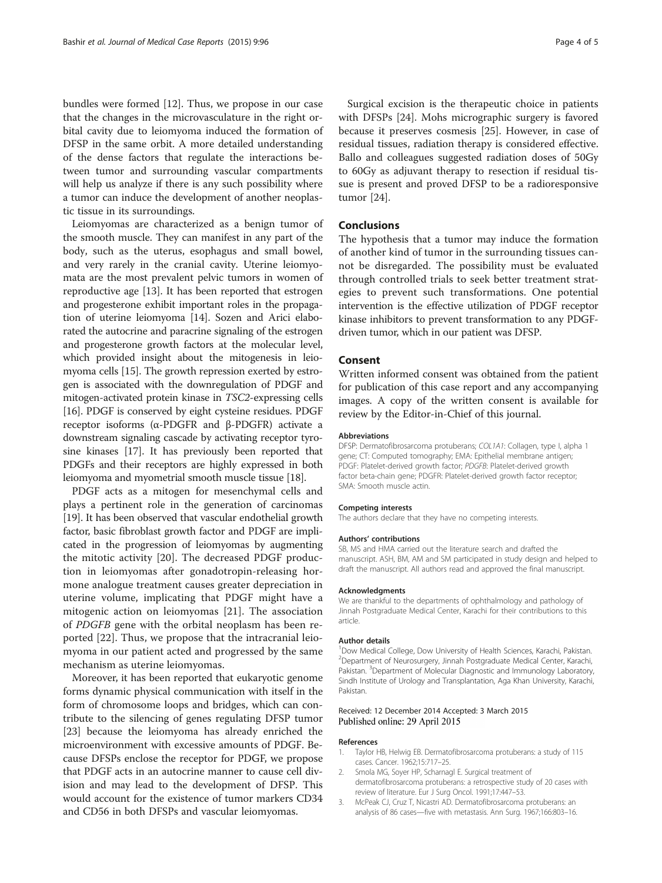bundles were formed [12]. Thus, we propose in our case that the changes in the microvasculature in the right orbital cavity due to leiomyoma induced the formation of DFSP in the same orbit. A more detailed understanding of the dense factors that regulate the interactions between tumor and surrounding vascular compartments will help us analyze if there is any such possibility where a tumor can induce the development of another neoplastic tissue in its surroundings.

Leiomyomas are characterized as a benign tumor of the smooth muscle. They can manifest in any part of the body, such as the uterus, esophagus and small bowel, and very rarely in the cranial cavity. Uterine leiomyomata are the most prevalent pelvic tumors in women of reproductive age [13]. It has been reported that estrogen and progesterone exhibit important roles in the propagation of uterine leiomyoma [14]. Sozen and Arici elaborated the autocrine and paracrine signaling of the estrogen and progesterone growth factors at the molecular level, which provided insight about the mitogenesis in leiomyoma cells [15]. The growth repression exerted by estrogen is associated with the downregulation of PDGF and mitogen-activated protein kinase in *TSC2*-expressing cells [16]. PDGF is conserved by eight cysteine residues. PDGF receptor isoforms (α-PDGFR and β-PDGFR) activate a downstream signaling cascade by activating receptor tyrosine kinases [17]. It has previously been reported that PDGFs and their receptors are highly expressed in both leiomyoma and myometrial smooth muscle tissue [18].

PDGF acts as a mitogen for mesenchymal cells and plays a pertinent role in the generation of carcinomas [19]. It has been observed that vascular endothelial growth factor, basic fibroblast growth factor and PDGF are implicated in the progression of leiomyomas by augmenting the mitotic activity [20]. The decreased PDGF production in leiomyomas after gonadotropin-releasing hormone analogue treatment causes greater depreciation in uterine volume, implicating that PDGF might have a mitogenic action on leiomyomas [21]. The association of *PDGFB* gene with the orbital neoplasm has been reported [22]. Thus, we propose that the intracranial leiomyoma in our patient acted and progressed by the same mechanism as uterine leiomyomas.

Moreover, it has been reported that eukaryotic genome forms dynamic physical communication with itself in the form of chromosome loops and bridges, which can contribute to the silencing of genes regulating DFSP tumor [23] because the leiomyoma has already enriched the microenvironment with excessive amounts of PDGF. Because DFSPs enclose the receptor for PDGF, we propose that PDGF acts in an autocrine manner to cause cell division and may lead to the development of DFSP. This would account for the existence of tumor markers CD34 and CD56 in both DFSPs and vascular leiomyomas.

Surgical excision is the therapeutic choice in patients with DFSPs [24]. Mohs micrographic surgery is favored because it preserves cosmesis [25]. However, in case of residual tissues, radiation therapy is considered effective. Ballo and colleagues suggested radiation doses of 50Gy to 60Gy as adjuvant therapy to resection if residual tissue is present and proved DFSP to be a radioresponsive tumor [24].

## Conclusions

The hypothesis that a tumor may induce the formation of another kind of tumor in the surrounding tissues cannot be disregarded. The possibility must be evaluated through controlled trials to seek better treatment strategies to prevent such transformations. One potential intervention is the effective utilization of PDGF receptor kinase inhibitors to prevent transformation to any PDGF-driven tumor, which in our patient was DFSP.

## Consent

Written informed consent was obtained from the patient for publication of this case report and any accompanying images. A copy of the written consent is available for review by the Editor-in-Chief of this journal.

#### Abbreviations

DFSP: Dermatofibrosarcoma protuberans; *COL1A1*: Collagen, type I, alpha 1 gene; CT: Computed tomography; EMA: Epithelial membrane antigen; PDGF: Platelet-derived growth factor; *PDGFB*: Platelet-derived growth factor beta-chain gene; PDGFR: Platelet-derived growth factor receptor; SMA: Smooth muscle actin.

#### Competing interests

The authors declare that they have no competing interests.

#### Authors' contributions

SB, MS and HMA carried out the literature search and drafted the manuscript. ASH, BM, AM and SM participated in study design and helped to draft the manuscript. All authors read and approved the final manuscript.

#### Acknowledgments

We are thankful to the departments of ophthalmology and pathology of Jinnah Postgraduate Medical Center, Karachi for their contributions to this article.

#### Author details

[1]Dow Medical College, Dow University of Health Sciences, Karachi, Pakistan. [2]Department of Neurosurgery, Jinnah Postgraduate Medical Center, Karachi, Pakistan. [3]Department of Molecular Diagnostic and Immunology Laboratory, Sindh Institute of Urology and Transplantation, Aga Khan University, Karachi, Pakistan.

Received: 12 December 2014 Accepted: 3 March 2015
Published online: 29 April 2015

#### References

1. Taylor HB, Helwig EB. Dermatofibrosarcoma protuberans: a study of 115 cases. Cancer. 1962;15:717–25.
2. Smola MG, Soyer HP, Scharnagl E. Surgical treatment of dermatofibrosarcoma protuberans: a retrospective study of 20 cases with review of literature. Eur J Surg Oncol. 1991;17:447–53.
3. McPeak CJ, Cruz T, Nicastri AD. Dermatofibrosarcoma protuberans: an analysis of 86 cases—five with metastasis. Ann Surg. 1967;166:803–16.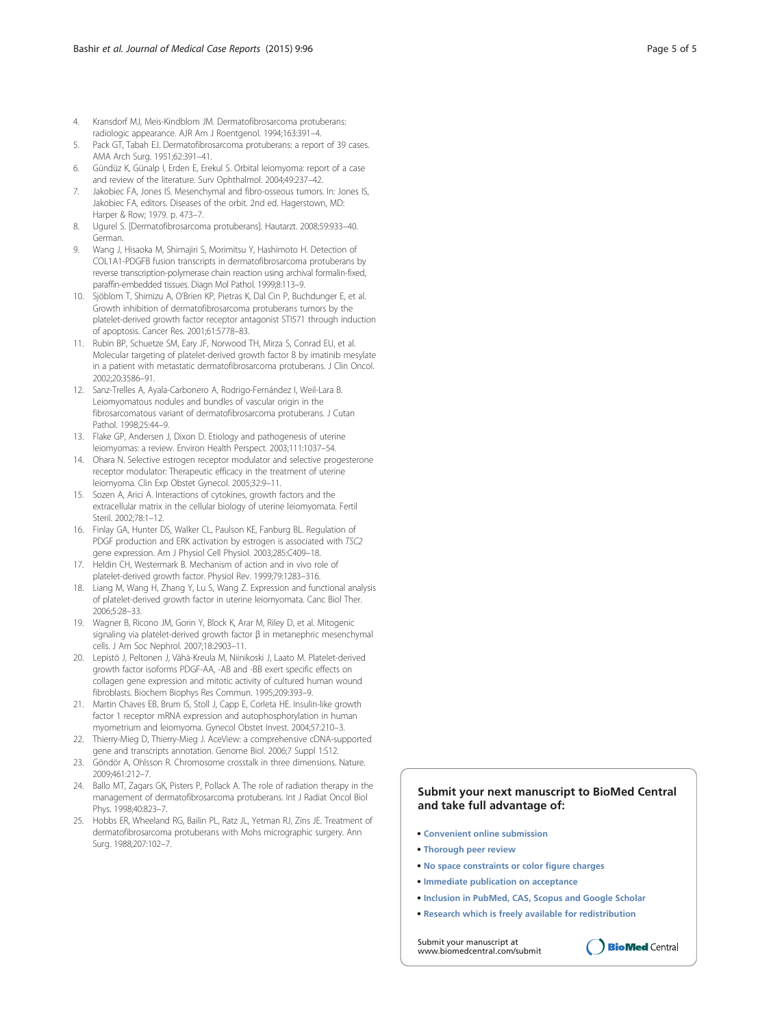4. Kransdorf MJ, Meis-Kindblom JM. Dermatofibrosarcoma protuberans: radiologic appearance. AJR Am J Roentgenol. 1994;163:391–4.
5. Pack GT, Tabah EJ. Dermatofibrosarcoma protuberans: a report of 39 cases. AMA Arch Surg. 1951;62:391–41.
6. Gündüz K, Günalp I, Erden E, Erekul S. Orbital leiomyoma: report of a case and review of the literature. Surv Ophthalmol. 2004;49:237–42.
7. Jakobiec FA, Jones IS. Mesenchymal and fibro-osseous tumors. In: Jones IS, Jakobiec FA, editors. Diseases of the orbit. 2nd ed. Hagerstown, MD: Harper & Row; 1979. p. 473–7.
8. Ugurel S. [Dermatofibrosarcoma protuberans]. Hautarzt. 2008;59:933–40. German.
9. Wang J, Hisaoka M, Shimajiri S, Morimitsu Y, Hashimoto H. Detection of COL1A1-PDGFB fusion transcripts in dermatofibrosarcoma protuberans by reverse transcription-polymerase chain reaction using archival formalin-fixed, paraffin-embedded tissues. Diagn Mol Pathol. 1999;8:113–9.
10. Sjöblom T, Shimizu A, O'Brien KP, Pietras K, Dal Cin P, Buchdunger E, et al. Growth inhibition of dermatofibrosarcoma protuberans tumors by the platelet-derived growth factor receptor antagonist STI571 through induction of apoptosis. Cancer Res. 2001;61:5778–83.
11. Rubin BP, Schuetze SM, Eary JF, Norwood TH, Mirza S, Conrad EU, et al. Molecular targeting of platelet-derived growth factor B by imatinib mesylate in a patient with metastatic dermatofibrosarcoma protuberans. J Clin Oncol. 2002;20:3586–91.
12. Sanz-Trelles A, Ayala-Carbonero A, Rodrigo-Fernández I, Weil-Lara B. Leiomyomatous nodules and bundles of vascular origin in the fibrosarcomatous variant of dermatofibrosarcoma protuberans. J Cutan Pathol. 1998;25:44–9.
13. Flake GP, Andersen J, Dixon D. Etiology and pathogenesis of uterine leiomyomas: a review. Environ Health Perspect. 2003;111:1037–54.
14. Ohara N. Selective estrogen receptor modulator and selective progesterone receptor modulator: Therapeutic efficacy in the treatment of uterine leiomyoma. Clin Exp Obstet Gynecol. 2005;32:9–11.
15. Sozen A, Arici A. Interactions of cytokines, growth factors and the extracellular matrix in the cellular biology of uterine leiomyomata. Fertil Steril. 2002;78:1–12.
16. Finlay GA, Hunter DS, Walker CL, Paulson KE, Fanburg BL. Regulation of PDGF production and ERK activation by estrogen is associated with *TSC2* gene expression. Am J Physiol Cell Physiol. 2003;285:C409–18.
17. Heldin CH, Westermark B. Mechanism of action and in vivo role of platelet-derived growth factor. Physiol Rev. 1999;79:1283–316.
18. Liang M, Wang H, Zhang Y, Lu S, Wang Z. Expression and functional analysis of platelet-derived growth factor in uterine leiomyomata. Canc Biol Ther. 2006;5:28–33.
19. Wagner B, Ricono JM, Gorin Y, Block K, Arar M, Riley D, et al. Mitogenic signaling via platelet-derived growth factor β in metanephric mesenchymal cells. J Am Soc Nephrol. 2007;18:2903–11.
20. Lepistö J, Peltonen J, Vähä-Kreula M, Niinikoski J, Laato M. Platelet-derived growth factor isoforms PDGF-AA, -AB and -BB exert specific effects on collagen gene expression and mitotic activity of cultured human wound fibroblasts. Biochem Biophys Res Commun. 1995;209:393–9.
21. Martin Chaves EB, Brum IS, Stoll J, Capp E, Corleta HE. Insulin-like growth factor 1 receptor mRNA expression and autophosphorylation in human myometrium and leiomyoma. Gynecol Obstet Invest. 2004;57:210–3.
22. Thierry-Mieg D, Thierry-Mieg J. AceView: a comprehensive cDNA-supported gene and transcripts annotation. Genome Biol. 2006;7 Suppl 1:S12.
23. Göndör A, Ohlsson R. Chromosome crosstalk in three dimensions. Nature. 2009;461:212–7.
24. Ballo MT, Zagars GK, Pisters P, Pollack A. The role of radiation therapy in the management of dermatofibrosarcoma protuberans. Int J Radiat Oncol Biol Phys. 1998;40:823–7.
25. Hobbs ER, Wheeland RG, Bailin PL, Ratz JL, Yetman RJ, Zins JE. Treatment of dermatofibrosarcoma protuberans with Mohs micrographic surgery. Ann Surg. 1988;207:102–7.

**Submit your next manuscript to BioMed Central and take full advantage of:**

- **Convenient online submission**
- **Thorough peer review**
- **No space constraints or color figure charges**
- **Immediate publication on acceptance**
- **Inclusion in PubMed, CAS, Scopus and Google Scholar**
- **Research which is freely available for redistribution**

Submit your manuscript at
www.biomedcentral.com/submit

BioMed Central